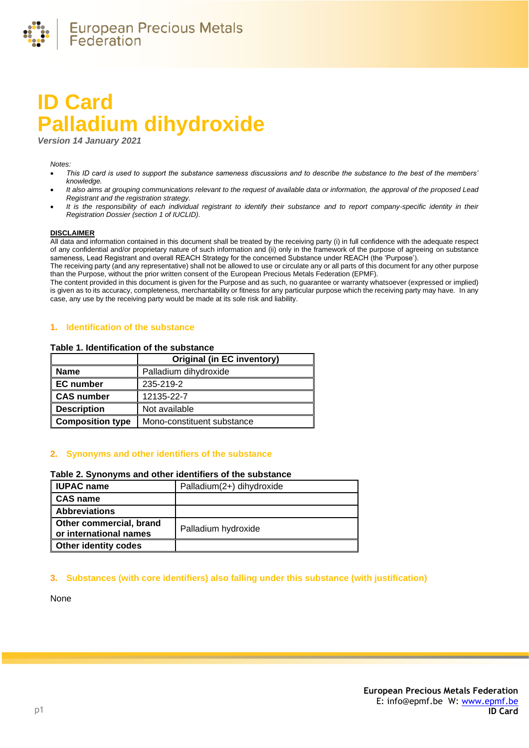# ID Card
# Palladium dihydroxide

*Version 14 January 2021*

*Notes:*

- *This ID card is used to support the substance sameness discussions and to describe the substance to the best of the members' knowledge.*
- *It also aims at grouping communications relevant to the request of available data or information, the approval of the proposed Lead Registrant and the registration strategy.*
- *It is the responsibility of each individual registrant to identify their substance and to report company-specific identity in their Registration Dossier (section 1 of IUCLID).*

**DISCLAIMER**

All data and information contained in this document shall be treated by the receiving party (i) in full confidence with the adequate respect of any confidential and/or proprietary nature of such information and (ii) only in the framework of the purpose of agreeing on substance sameness, Lead Registrant and overall REACH Strategy for the concerned Substance under REACH (the 'Purpose').

The receiving party (and any representative) shall not be allowed to use or circulate any or all parts of this document for any other purpose than the Purpose, without the prior written consent of the European Precious Metals Federation (EPMF).

The content provided in this document is given for the Purpose and as such, no guarantee or warranty whatsoever (expressed or implied) is given as to its accuracy, completeness, merchantability or fitness for any particular purpose which the receiving party may have. In any case, any use by the receiving party would be made at its sole risk and liability.

## 1. Identification of the substance

**Table 1. Identification of the substance**

| | Original (in EC inventory) |
|---|---|
| **Name** | Palladium dihydroxide |
| **EC number** | 235-219-2 |
| **CAS number** | 12135-22-7 |
| **Description** | Not available |
| **Composition type** | Mono-constituent substance |

## 2. Synonyms and other identifiers of the substance

**Table 2. Synonyms and other identifiers of the substance**

| | |
|---|---|
| **IUPAC name** | Palladium(2+) dihydroxide |
| **CAS name** | |
| **Abbreviations** | |
| **Other commercial, brand or international names** | Palladium hydroxide |
| **Other identity codes** | |

## 3. Substances (with core identifiers) also falling under this substance (with justification)

None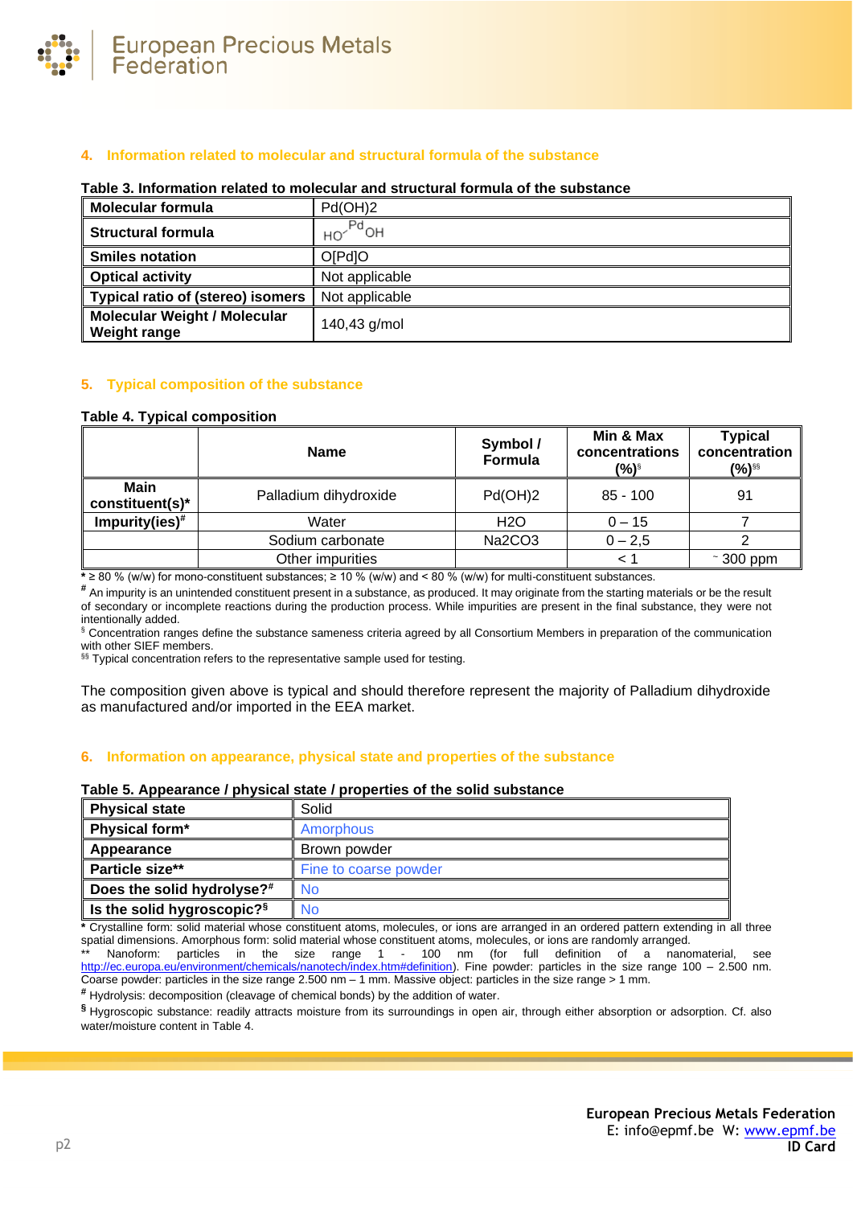## 4. Information related to molecular and structural formula of the substance

**Table 3. Information related to molecular and structural formula of the substance**

| | |
|---|---|
| **Molecular formula** | $Pd(OH)_2$ |
| **Structural formula** | HO-Pd-OH |
| **Smiles notation** | O[Pd]O |
| **Optical activity** | Not applicable |
| **Typical ratio of (stereo) isomers** | Not applicable |
| **Molecular Weight / Molecular Weight range** | 140,43 g/mol |

## 5. Typical composition of the substance

**Table 4. Typical composition**

| | Name | Symbol / Formula | Min & Max concentrations (%)[§] | Typical concentration (%)[§§] |
|---|---|---|---|---|
| **Main constituent(s)*** | Palladium dihydroxide | $Pd(OH)_2$ | 85 - 100 | 91 |
| **Impurity(ies)[#]** | Water | $H_2O$ | 0 – 15 | 7 |
| | Sodium carbonate | $Na_2CO_3$ | 0 – 2,5 | 2 |
| | Other impurities | | < 1 | ~ 300 ppm |

* ≥ 80 % (w/w) for mono-constituent substances; ≥ 10 % (w/w) and < 80 % (w/w) for multi-constituent substances.

[#] An impurity is an unintended constituent present in a substance, as produced. It may originate from the starting materials or be the result of secondary or incomplete reactions during the production process. While impurities are present in the final substance, they were not intentionally added.

[§] Concentration ranges define the substance sameness criteria agreed by all Consortium Members in preparation of the communication with other SIEF members.

[§§] Typical concentration refers to the representative sample used for testing.

The composition given above is typical and should therefore represent the majority of Palladium dihydroxide as manufactured and/or imported in the EEA market.

## 6. Information on appearance, physical state and properties of the substance

**Table 5. Appearance / physical state / properties of the solid substance**

| | |
|---|---|
| **Physical state** | Solid |
| **Physical form*** | Amorphous |
| **Appearance** | Brown powder |
| **Particle size**** | Fine to coarse powder |
| **Does the solid hydrolyse?[#]** | No |
| **Is the solid hygroscopic?[§]** | No |

* Crystalline form: solid material whose constituent atoms, molecules, or ions are arranged in an ordered pattern extending in all three spatial dimensions. Amorphous form: solid material whose constituent atoms, molecules, or ions are randomly arranged.

** Nanoform: particles in the size range 1 - 100 nm (for full definition of a nanomaterial, see http://ec.europa.eu/environment/chemicals/nanotech/index.htm#definition). Fine powder: particles in the size range 100 – 2.500 nm. Coarse powder: particles in the size range 2.500 nm – 1 mm. Massive object: particles in the size range > 1 mm.

[#] Hydrolysis: decomposition (cleavage of chemical bonds) by the addition of water.

[§] Hygroscopic substance: readily attracts moisture from its surroundings in open air, through either absorption or adsorption. Cf. also water/moisture content in Table 4.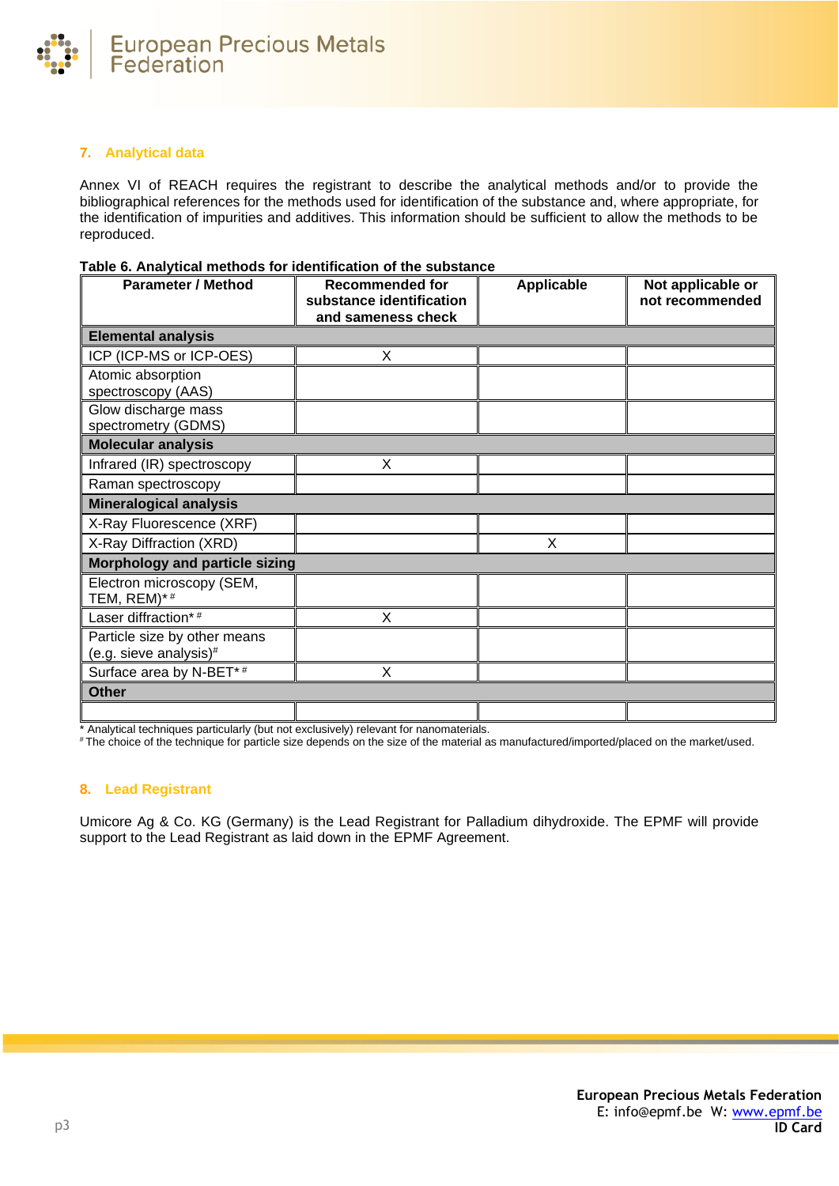## 7. Analytical data

Annex VI of REACH requires the registrant to describe the analytical methods and/or to provide the bibliographical references for the methods used for identification of the substance and, where appropriate, for the identification of impurities and additives. This information should be sufficient to allow the methods to be reproduced.

**Table 6. Analytical methods for identification of the substance**

| Parameter / Method | Recommended for substance identification and sameness check | Applicable | Not applicable or not recommended |
|---|---|---|---|
| **Elemental analysis** | | | |
| ICP (ICP-MS or ICP-OES) | X | | |
| Atomic absorption spectroscopy (AAS) | | | |
| Glow discharge mass spectrometry (GDMS) | | | |
| **Molecular analysis** | | | |
| Infrared (IR) spectroscopy | X | | |
| Raman spectroscopy | | | |
| **Mineralogical analysis** | | | |
| X-Ray Fluorescence (XRF) | | | |
| X-Ray Diffraction (XRD) | | X | |
| **Morphology and particle sizing** | | | |
| Electron microscopy (SEM, TEM, REM)* # | | | |
| Laser diffraction* # | X | | |
| Particle size by other means (e.g. sieve analysis)# | | | |
| Surface area by N-BET* # | X | | |
| **Other** | | | |
| | | | |

\* Analytical techniques particularly (but not exclusively) relevant for nanomaterials.
\# The choice of the technique for particle size depends on the size of the material as manufactured/imported/placed on the market/used.

## 8. Lead Registrant

Umicore Ag & Co. KG (Germany) is the Lead Registrant for Palladium dihydroxide. The EPMF will provide support to the Lead Registrant as laid down in the EPMF Agreement.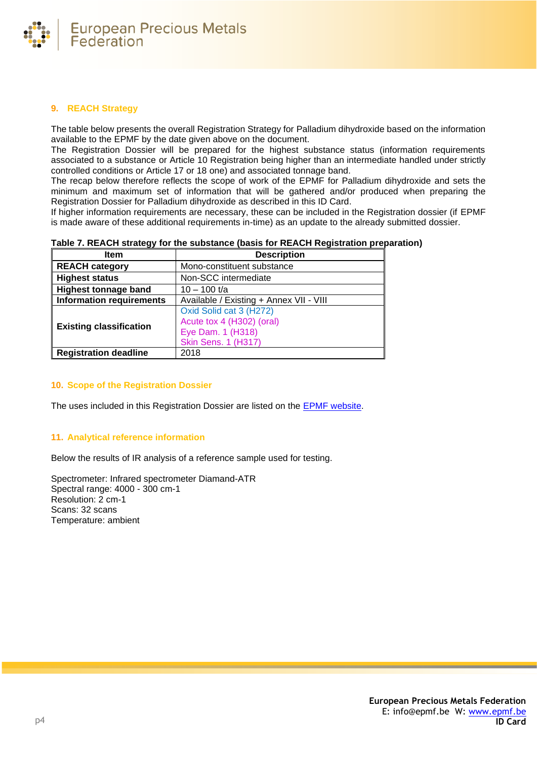## 9. REACH Strategy

The table below presents the overall Registration Strategy for Palladium dihydroxide based on the information available to the EPMF by the date given above on the document.
The Registration Dossier will be prepared for the highest substance status (information requirements associated to a substance or Article 10 Registration being higher than an intermediate handled under strictly controlled conditions or Article 17 or 18 one) and associated tonnage band.
The recap below therefore reflects the scope of work of the EPMF for Palladium dihydroxide and sets the minimum and maximum set of information that will be gathered and/or produced when preparing the Registration Dossier for Palladium dihydroxide as described in this ID Card.
If higher information requirements are necessary, these can be included in the Registration dossier (if EPMF is made aware of these additional requirements in-time) as an update to the already submitted dossier.

**Table 7. REACH strategy for the substance (basis for REACH Registration preparation)**

| Item | Description |
|---|---|
| **REACH category** | Mono-constituent substance |
| **Highest status** | Non-SCC intermediate |
| **Highest tonnage band** | 10 – 100 t/a |
| **Information requirements** | Available / Existing + Annex VII - VIII |
| **Existing classification** | Oxid Solid cat 3 (H272)<br>Acute tox 4 (H302) (oral)<br>Eye Dam. 1 (H318)<br>Skin Sens. 1 (H317) |
| **Registration deadline** | 2018 |

## 10. Scope of the Registration Dossier

The uses included in this Registration Dossier are listed on the EPMF website.

## 11. Analytical reference information

Below the results of IR analysis of a reference sample used for testing.

Spectrometer: Infrared spectrometer Diamand-ATR
Spectral range: 4000 - 300 cm-1
Resolution: 2 cm-1
Scans: 32 scans
Temperature: ambient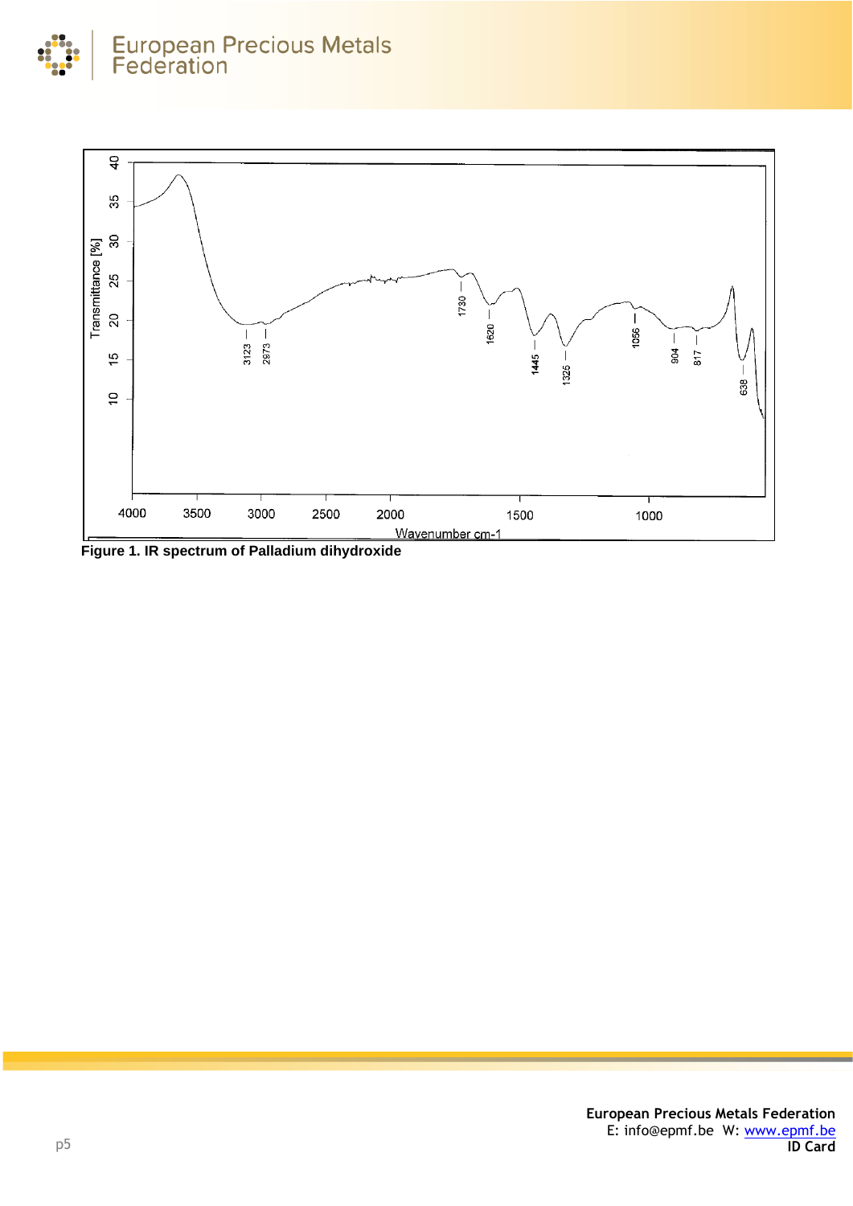Transmittance [%]

40
35
30
25
20
15
10

3123
2873
1730
1620
1445
1325
1056
904
817
638

4000
3500
3000
2500
2000
1500
1000

Wavenumber cm-1

**Figure 1. IR spectrum of Palladium dihydroxide**